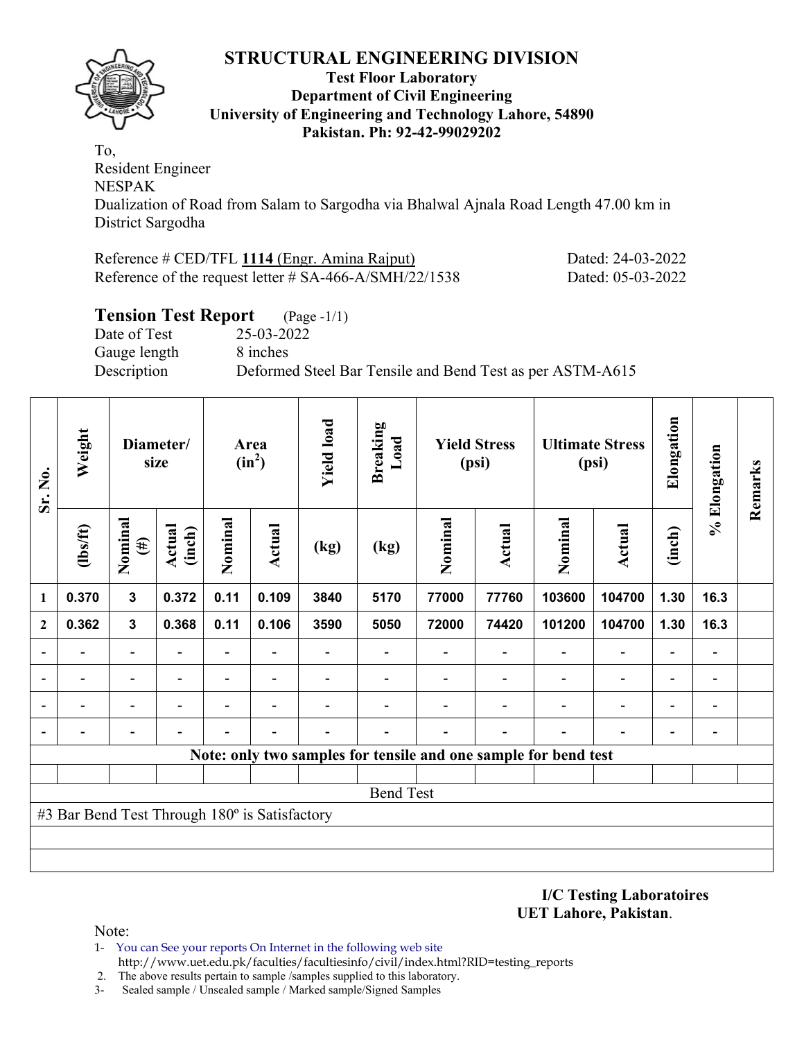# STRUCTURAL ENGINEERING DIVISION

**Test Floor Laboratory**
**Department of Civil Engineering**
**University of Engineering and Technology Lahore, 54890**
**Pakistan. Ph: 92-42-99029202**

To,
Resident Engineer
NESPAK
Dualization of Road from Salam to Sargodha via Bhalwal Ajnala Road Length 47.00 km in District Sargodha

Reference # CED/TFL **1114** (Engr. Amina Rajput) Dated: 24-03-2022
Reference of the request letter # SA-466-A/SMH/22/1538 Dated: 05-03-2022

## Tension Test Report (Page -1/1)

Date of Test 25-03-2022
Gauge length 8 inches
Description Deformed Steel Bar Tensile and Bend Test as per ASTM-A615

| Sr. No. | Weight | Diameter/ size | | Area ($in^2$) | | Yield load | Breaking Load | Yield Stress (psi) | | Ultimate Stress (psi) | | Elongation | % Elongation | Remarks |
|---|---|---|---|---|---|---|---|---|---|---|---|---|---|---|
| | (lbs/ft) | Nominal (#) | Actual (inch) | Nominal | Actual | (kg) | (kg) | Nominal | Actual | Nominal | Actual | (inch) | | |
| 1 | 0.370 | 3 | 0.372 | 0.11 | 0.109 | 3840 | 5170 | 77000 | 77760 | 103600 | 104700 | 1.30 | 16.3 | |
| 2 | 0.362 | 3 | 0.368 | 0.11 | 0.106 | 3590 | 5050 | 72000 | 74420 | 101200 | 104700 | 1.30 | 16.3 | |
| - | - | - | - | - | - | - | - | - | - | - | - | - | - | |
| - | - | - | - | - | - | - | - | - | - | - | - | - | - | |
| - | - | - | - | - | - | - | - | - | - | - | - | - | - | |
| - | - | - | - | - | - | - | - | - | - | - | - | - | - | |

**Note: only two samples for tensile and one sample for bend test**

Bend Test

#3 Bar Bend Test Through 180º is Satisfactory

**I/C Testing Laboratoires**
**UET Lahore, Pakistan**.

Note:
1- You can See your reports On Internet in the following web site
http://www.uet.edu.pk/faculties/facultiesinfo/civil/index.html?RID=testing_reports
2. The above results pertain to sample /samples supplied to this laboratory.
3- Sealed sample / Unsealed sample / Marked sample/Signed Samples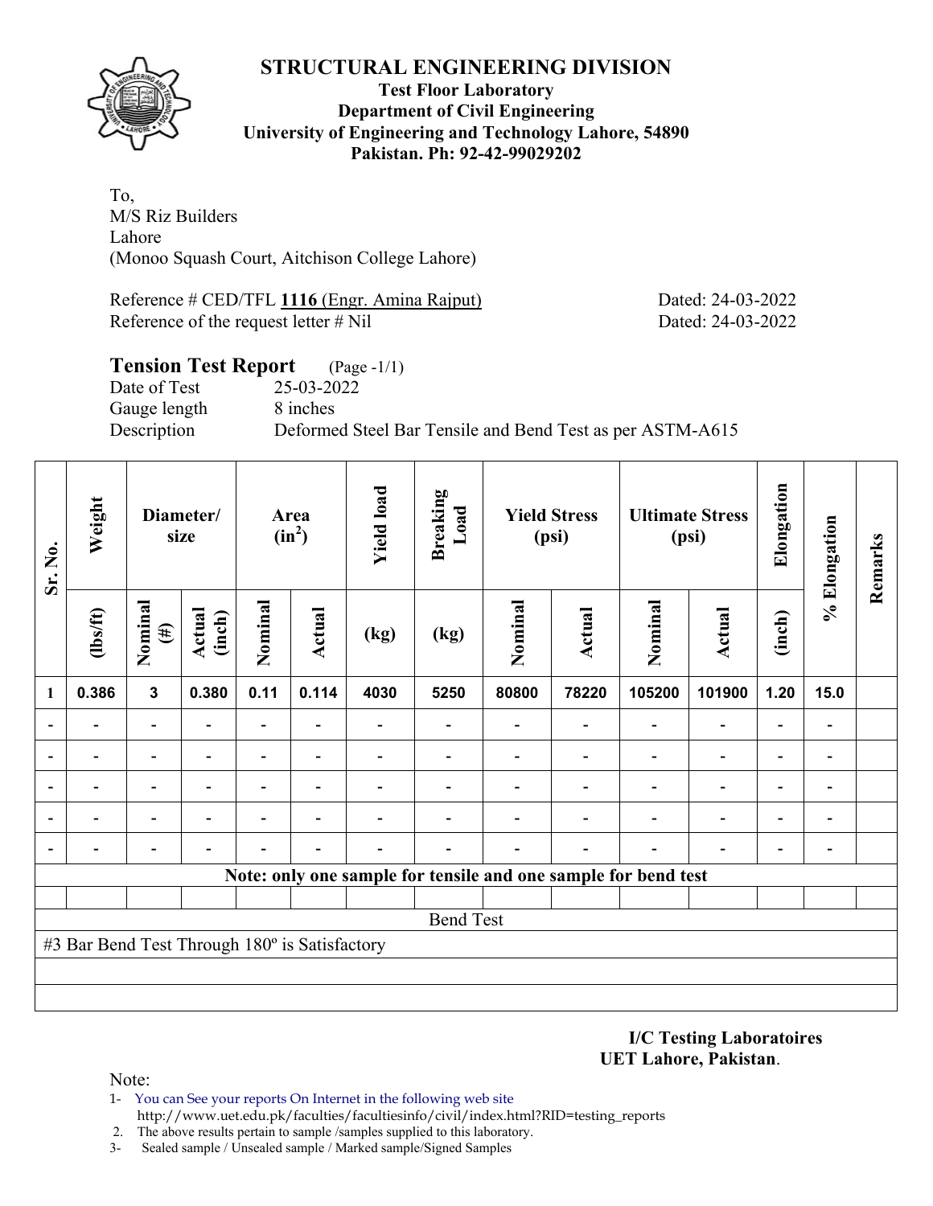# STRUCTURAL ENGINEERING DIVISION

**Test Floor Laboratory**
**Department of Civil Engineering**
**University of Engineering and Technology Lahore, 54890**
**Pakistan. Ph: 92-42-99029202**

To,
M/S Riz Builders
Lahore
(Monoo Squash Court, Aitchison College Lahore)

Reference # CED/TFL **1116** (Engr. Amina Rajput) Dated: 24-03-2022
Reference of the request letter # Nil Dated: 24-03-2022

## Tension Test Report (Page -1/1)

Date of Test 25-03-2022
Gauge length 8 inches
Description Deformed Steel Bar Tensile and Bend Test as per ASTM-A615

| Sr. No. | Weight | Diameter/ size | | Area ($in^2$) | | Yield load | Breaking Load | Yield Stress (psi) | | Ultimate Stress (psi) | | Elongation | % Elongation | Remarks |
|---|---|---|---|---|---|---|---|---|---|---|---|---|---|---|
| | (lbs/ft) | Nominal (#) | Actual (inch) | Nominal | Actual | (kg) | (kg) | Nominal | Actual | Nominal | Actual | (inch) | | |
| 1 | 0.386 | 3 | 0.380 | 0.11 | 0.114 | 4030 | 5250 | 80800 | 78220 | 105200 | 101900 | 1.20 | 15.0 | |
| - | - | - | - | - | - | - | - | - | - | - | - | - | - | |
| - | - | - | - | - | - | - | - | - | - | - | - | - | - | |
| - | - | - | - | - | - | - | - | - | - | - | - | - | - | |
| - | - | - | - | - | - | - | - | - | - | - | - | - | - | |
| - | - | - | - | - | - | - | - | - | - | - | - | - | - | |
| **Note: only one sample for tensile and one sample for bend test** | | | | | | | | | | | | | | |
| Bend Test | | | | | | | | | | | | | | |
| #3 Bar Bend Test Through 180º is Satisfactory | | | | | | | | | | | | | | |

**I/C Testing Laboratoires**
**UET Lahore, Pakistan**.

Note:
1- You can See your reports On Internet in the following web site
http://www.uet.edu.pk/faculties/facultiesinfo/civil/index.html?RID=testing_reports
2. The above results pertain to sample /samples supplied to this laboratory.
3- Sealed sample / Unsealed sample / Marked sample/Signed Samples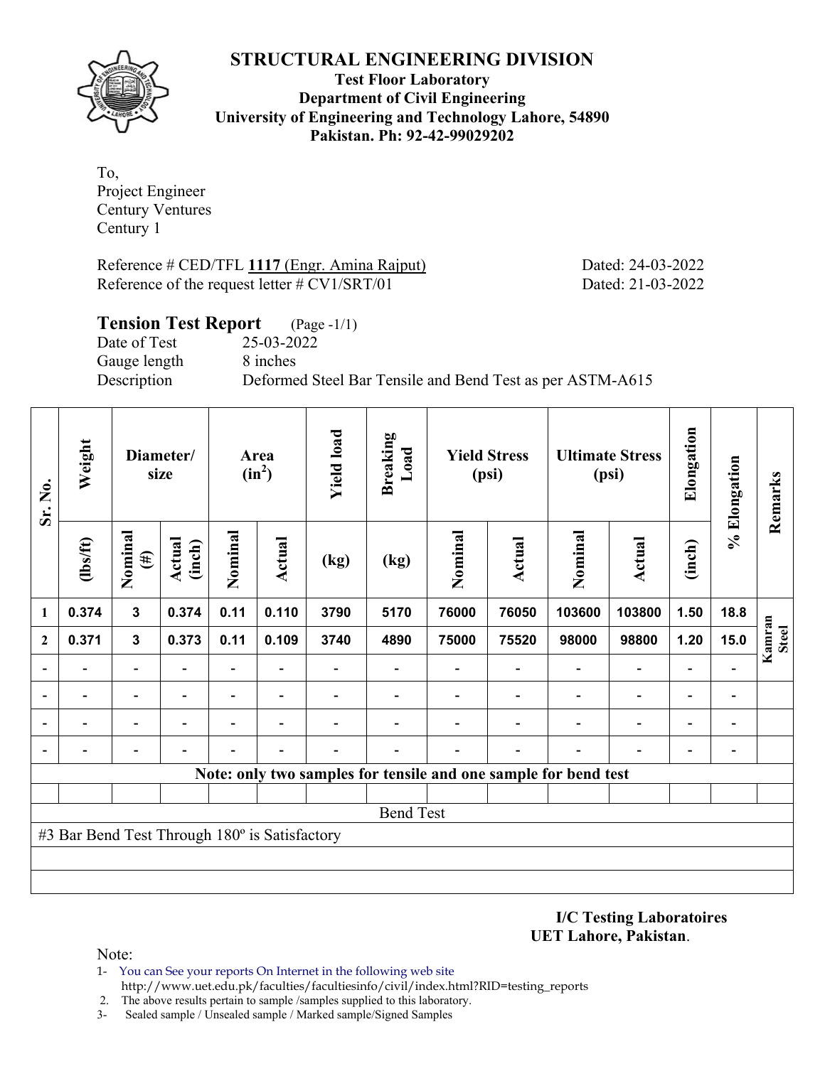# STRUCTURAL ENGINEERING DIVISION

**Test Floor Laboratory**
**Department of Civil Engineering**
**University of Engineering and Technology Lahore, 54890**
**Pakistan. Ph: 92-42-99029202**

To,
Project Engineer
Century Ventures
Century 1

Reference # CED/TFL **1117** (Engr. Amina Rajput) Dated: 24-03-2022
Reference of the request letter # CV1/SRT/01 Dated: 21-03-2022

## Tension Test Report (Page -1/1)

Date of Test 25-03-2022
Gauge length 8 inches
Description Deformed Steel Bar Tensile and Bend Test as per ASTM-A615

| Sr. No. | Weight | Diameter/ size | | Area ($in^2$) | | Yield load | Breaking Load | Yield Stress (psi) | | Ultimate Stress (psi) | | Elongation | % Elongation | Remarks |
|---|---|---|---|---|---|---|---|---|---|---|---|---|---|---|
| | (lbs/ft) | Nominal (#) | Actual (inch) | Nominal | Actual | (kg) | (kg) | Nominal | Actual | Nominal | Actual | (inch) | | |
| 1 | 0.374 | 3 | 0.374 | 0.11 | 0.110 | 3790 | 5170 | 76000 | 76050 | 103600 | 103800 | 1.50 | 18.8 | Kamran Steel |
| 2 | 0.371 | 3 | 0.373 | 0.11 | 0.109 | 3740 | 4890 | 75000 | 75520 | 98000 | 98800 | 1.20 | 15.0 | |
| - | - | - | - | - | - | - | - | - | - | - | - | - | - | |
| - | - | - | - | - | - | - | - | - | - | - | - | - | - | |
| - | - | - | - | - | - | - | - | - | - | - | - | - | - | |
| - | - | - | - | - | - | - | - | - | - | - | - | - | - | |

**Note: only two samples for tensile and one sample for bend test**

Bend Test

#3 Bar Bend Test Through 180º is Satisfactory

**I/C Testing Laboratoires**
**UET Lahore, Pakistan**.

Note:
1- You can See your reports On Internet in the following web site
http://www.uet.edu.pk/faculties/facultiesinfo/civil/index.html?RID=testing_reports
2. The above results pertain to sample /samples supplied to this laboratory.
3- Sealed sample / Unsealed sample / Marked sample/Signed Samples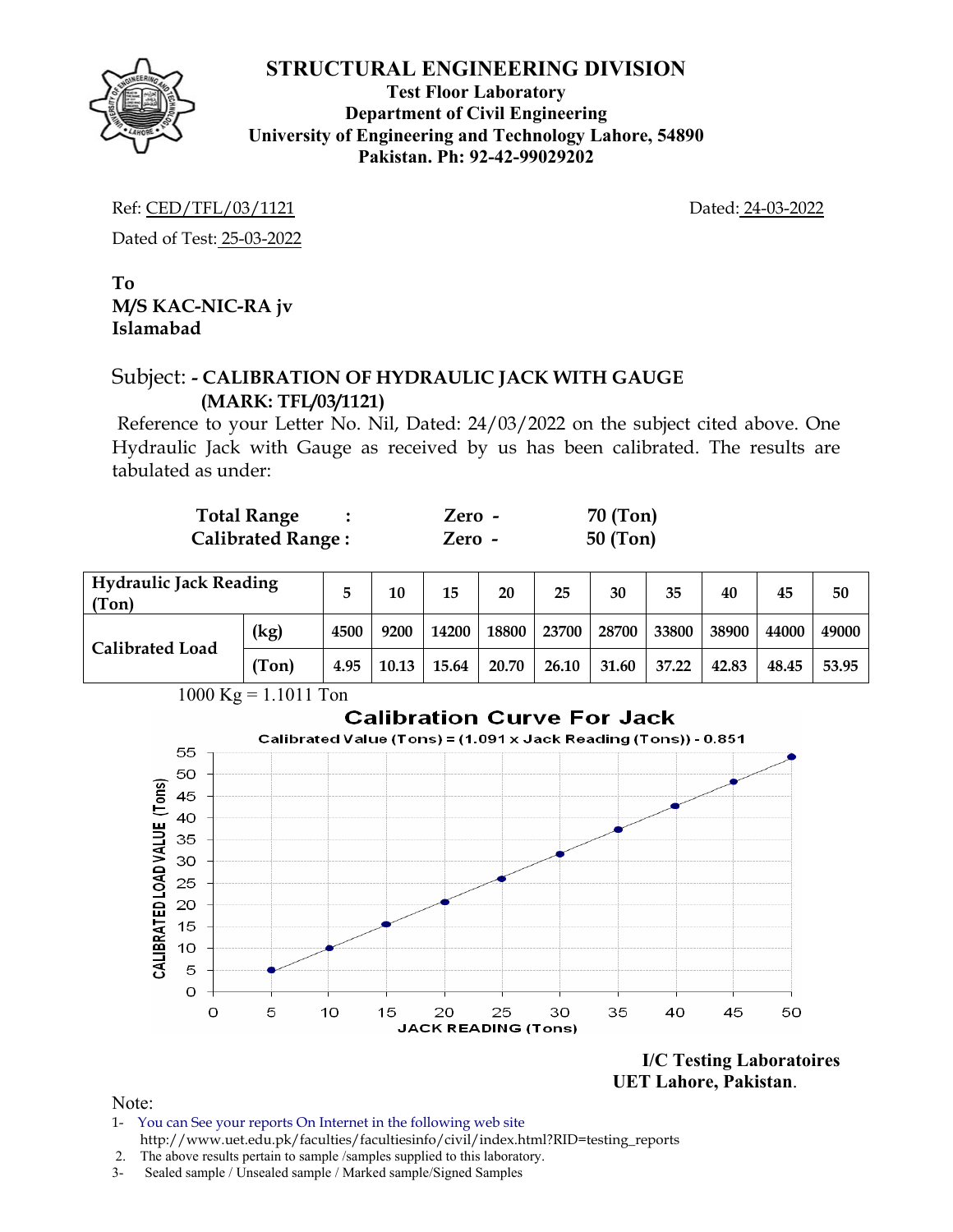# STRUCTURAL ENGINEERING DIVISION

**Test Floor Laboratory**
**Department of Civil Engineering**
**University of Engineering and Technology Lahore, 54890**
**Pakistan. Ph: 92-42-99029202**

Ref: CED/TFL/03/1121 Dated: 24-03-2022

Dated of Test: 25-03-2022

**To**
**M/S KAC-NIC-RA jv**
**Islamabad**

Subject: **- CALIBRATION OF HYDRAULIC JACK WITH GAUGE (MARK: TFL/03/1121)**

Reference to your Letter No. Nil, Dated: 24/03/2022 on the subject cited above. One Hydraulic Jack with Gauge as received by us has been calibrated. The results are tabulated as under:

| | | | |
|---|---|---|---|
| **Total Range** | : | **Zero -** | **70 (Ton)** |
| **Calibrated Range :** | | **Zero -** | **50 (Ton)** |

| **Hydraulic Jack Reading (Ton)** | | **5** | **10** | **15** | **20** | **25** | **30** | **35** | **40** | **45** | **50** |
|---|---|---|---|---|---|---|---|---|---|---|---|
| **Calibrated Load** | **(kg)** | **4500** | **9200** | **14200** | **18800** | **23700** | **28700** | **33800** | **38900** | **44000** | **49000** |
| | **(Ton)** | **4.95** | **10.13** | **15.64** | **20.70** | **26.10** | **31.60** | **37.22** | **42.83** | **48.45** | **53.95** |

1000 Kg = 1.1011 Ton

**Calibration Curve For Jack**

Calibrated Value (Tons) = (1.091 x Jack Reading (Tons)) - 0.851

**I/C Testing Laboratoires**
**UET Lahore, Pakistan.**

Note:

1- You can See your reports On Internet in the following web site http://www.uet.edu.pk/faculties/facultiesinfo/civil/index.html?RID=testing_reports

2. The above results pertain to sample /samples supplied to this laboratory.

3- Sealed sample / Unsealed sample / Marked sample/Signed Samples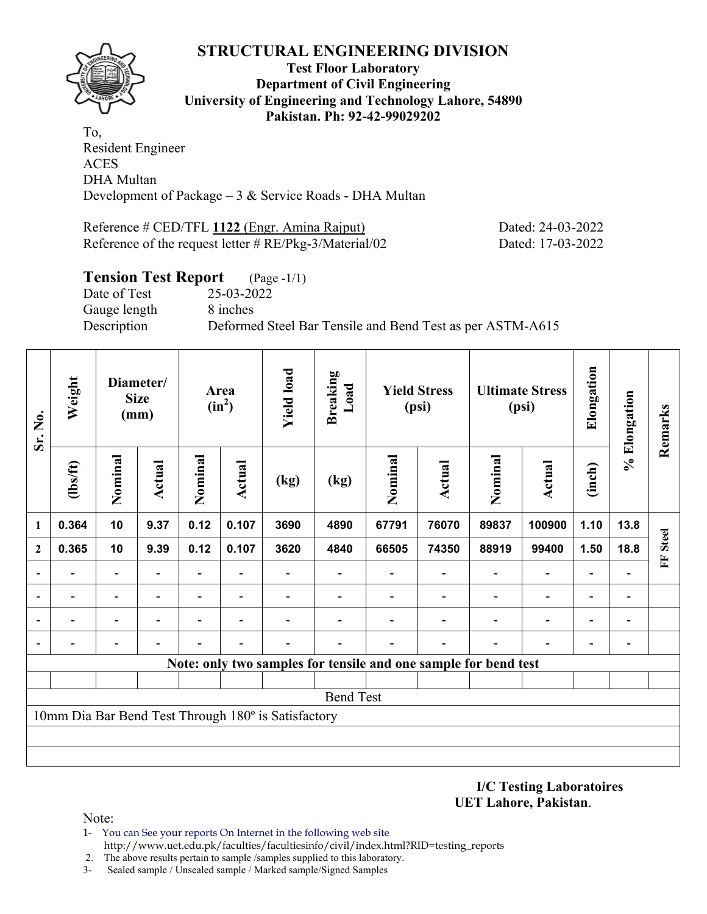# STRUCTURAL ENGINEERING DIVISION

**Test Floor Laboratory**
**Department of Civil Engineering**
**University of Engineering and Technology Lahore, 54890**
**Pakistan. Ph: 92-42-99029202**

To,
Resident Engineer
ACES
DHA Multan
Development of Package – 3 & Service Roads - DHA Multan

Reference # CED/TFL **1122** (Engr. Amina Rajput) Dated: 24-03-2022
Reference of the request letter # RE/Pkg-3/Material/02 Dated: 17-03-2022

## Tension Test Report (Page -1/1)

Date of Test 25-03-2022
Gauge length 8 inches
Description Deformed Steel Bar Tensile and Bend Test as per ASTM-A615

| Sr. No. | Weight | Diameter/ Size (mm) | | Area ($in^2$) | | Yield load | Breaking Load | Yield Stress (psi) | | Ultimate Stress (psi) | | Elongation | % Elongation | Remarks |
|---|---|---|---|---|---|---|---|---|---|---|---|---|---|---|
| | (lbs/ft) | Nominal | Actual | Nominal | Actual | (kg) | (kg) | Nominal | Actual | Nominal | Actual | (inch) | | |
| 1 | 0.364 | 10 | 9.37 | 0.12 | 0.107 | 3690 | 4890 | 67791 | 76070 | 89837 | 100900 | 1.10 | 13.8 | FF Steel |
| 2 | 0.365 | 10 | 9.39 | 0.12 | 0.107 | 3620 | 4840 | 66505 | 74350 | 88919 | 99400 | 1.50 | 18.8 | |
| - | - | - | - | - | - | - | - | - | - | - | - | - | - | |
| - | - | - | - | - | - | - | - | - | - | - | - | - | - | |
| - | - | - | - | - | - | - | - | - | - | - | - | - | - | |
| - | - | - | - | - | - | - | - | - | - | - | - | - | - | |
| **Note: only two samples for tensile and one sample for bend test** | | | | | | | | | | | | | | |
| Bend Test | | | | | | | | | | | | | | |
| 10mm Dia Bar Bend Test Through 180º is Satisfactory | | | | | | | | | | | | | | |

**I/C Testing Laboratoires**
**UET Lahore, Pakistan**.

Note:
1- You can See your reports On Internet in the following web site
http://www.uet.edu.pk/faculties/facultiesinfo/civil/index.html?RID=testing_reports
2. The above results pertain to sample /samples supplied to this laboratory.
3- Sealed sample / Unsealed sample / Marked sample/Signed Samples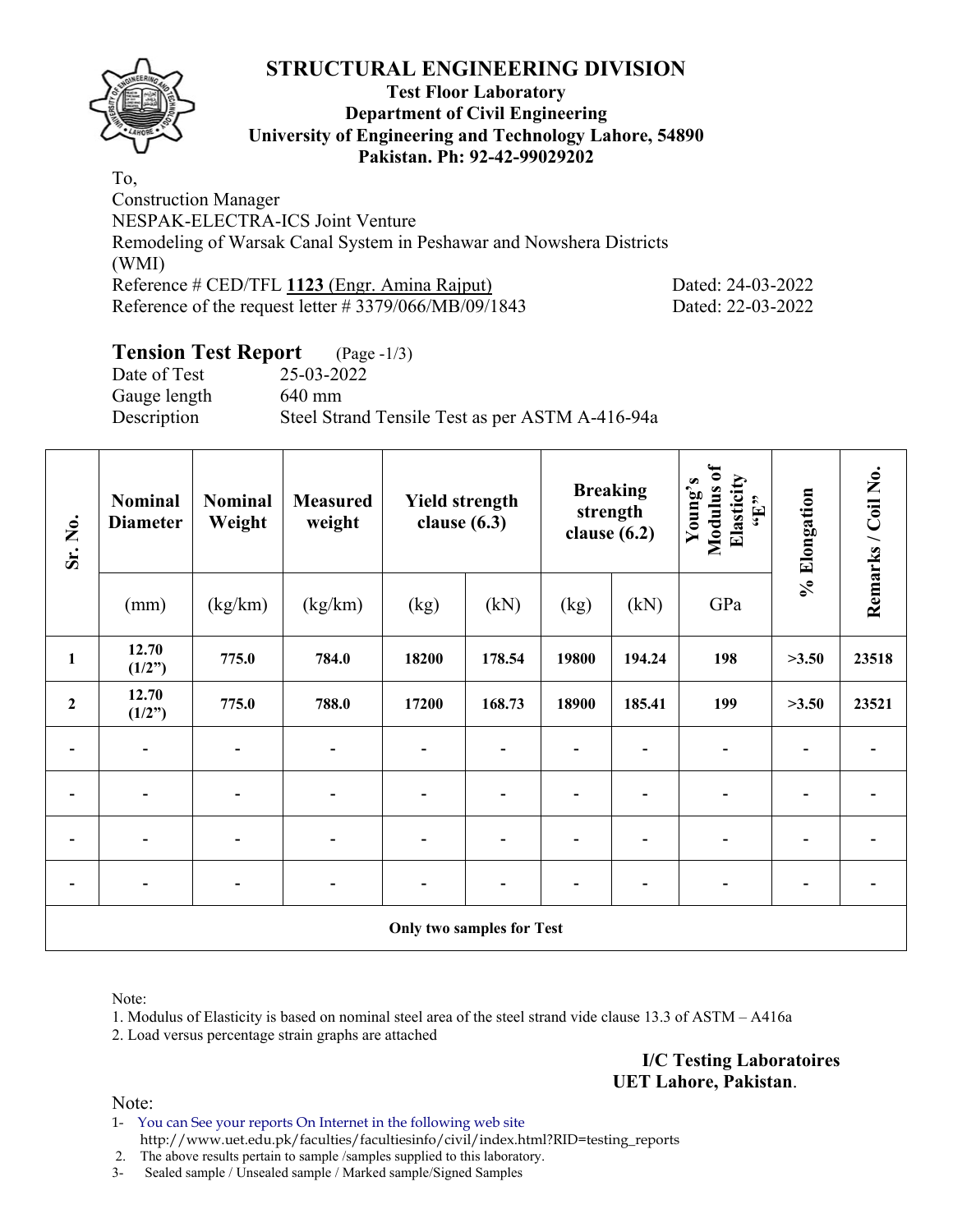# STRUCTURAL ENGINEERING DIVISION

**Test Floor Laboratory**
**Department of Civil Engineering**
**University of Engineering and Technology Lahore, 54890**
**Pakistan. Ph: 92-42-99029202**

To,
Construction Manager
NESPAK-ELECTRA-ICS Joint Venture
Remodeling of Warsak Canal System in Peshawar and Nowshera Districts (WMI)
Reference # CED/TFL **1123** (Engr. Amina Rajput) Dated: 24-03-2022
Reference of the request letter # 3379/066/MB/09/1843 Dated: 22-03-2022

## Tension Test Report (Page -1/3)

Date of Test 25-03-2022
Gauge length 640 mm
Description Steel Strand Tensile Test as per ASTM A-416-94a

| Sr. No. | Nominal Diameter | Nominal Weight | Measured weight | Yield strength clause (6.3) | | Breaking strength clause (6.2) | | Young's Modulus of Elasticity "E" | % Elongation | Remarks / Coil No. |
|---|---|---|---|---|---|---|---|---|---|---|
| | (mm) | (kg/km) | (kg/km) | (kg) | (kN) | (kg) | (kN) | GPa | | |
| **1** | **12.70 (1/2")** | **775.0** | **784.0** | **18200** | **178.54** | **19800** | **194.24** | **198** | **>3.50** | **23518** |
| **2** | **12.70 (1/2")** | **775.0** | **788.0** | **17200** | **168.73** | **18900** | **185.41** | **199** | **>3.50** | **23521** |
| - | - | - | - | - | - | - | - | - | - | - |
| - | - | - | - | - | - | - | - | - | - | - |
| - | - | - | - | - | - | - | - | - | - | - |
| - | - | - | - | - | - | - | - | - | - | - |
| **Only two samples for Test** | | | | | | | | | | |

Note:
1. Modulus of Elasticity is based on nominal steel area of the steel strand vide clause 13.3 of ASTM – A416a
2. Load versus percentage strain graphs are attached

**I/C Testing Laboratoires**
**UET Lahore, Pakistan**.

Note:
1- You can See your reports On Internet in the following web site
http://www.uet.edu.pk/faculties/facultiesinfo/civil/index.html?RID=testing_reports
2. The above results pertain to sample /samples supplied to this laboratory.
3- Sealed sample / Unsealed sample / Marked sample/Signed Samples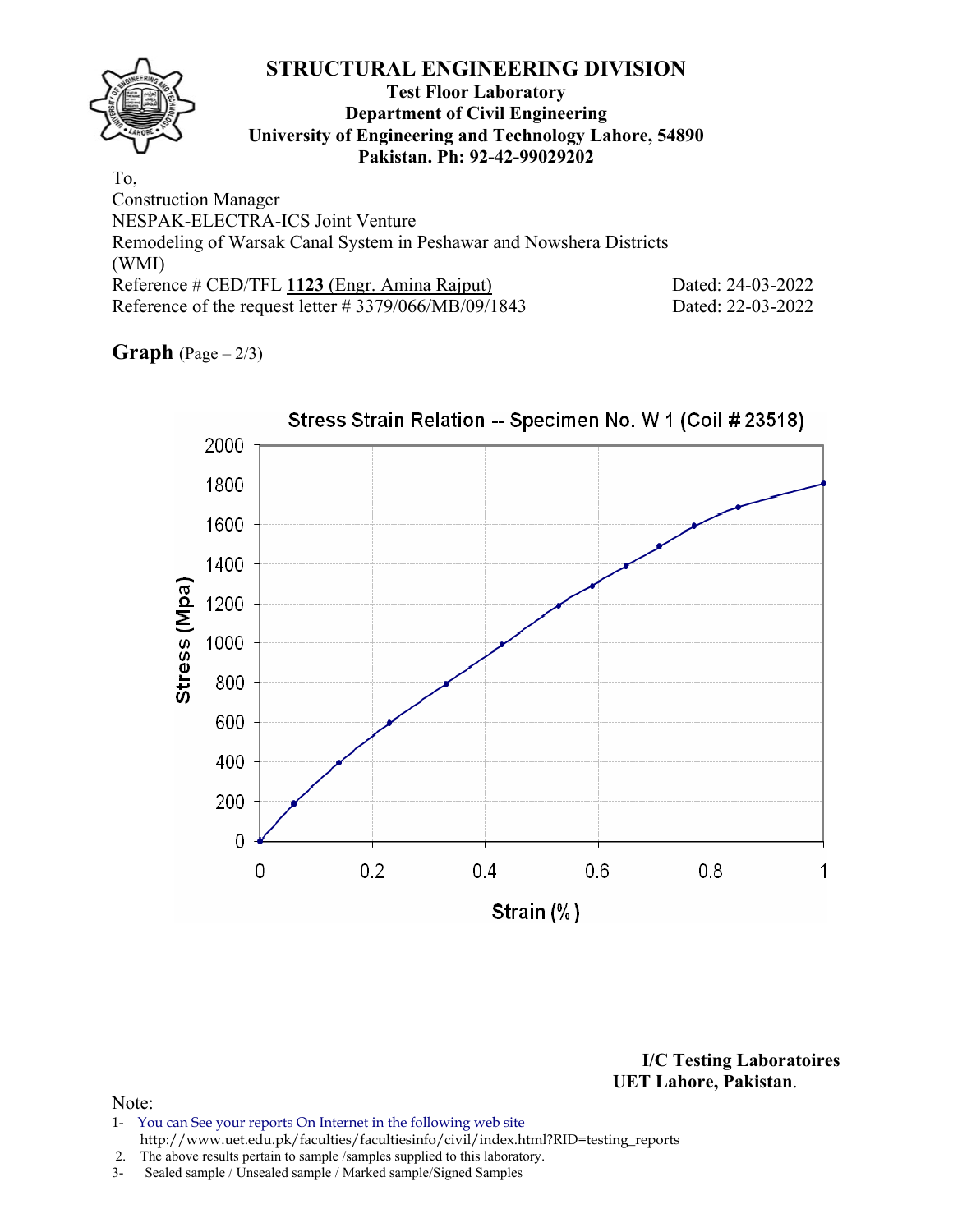# STRUCTURAL ENGINEERING DIVISION

**Test Floor Laboratory**
**Department of Civil Engineering**
**University of Engineering and Technology Lahore, 54890**
**Pakistan. Ph: 92-42-99029202**

To,
Construction Manager
NESPAK-ELECTRA-ICS Joint Venture
Remodeling of Warsak Canal System in Peshawar and Nowshera Districts
(WMI)

Reference # CED/TFL **1123** (Engr. Amina Rajput) Dated: 24-03-2022
Reference of the request letter # 3379/066/MB/09/1843 Dated: 22-03-2022

**Graph** (Page – 2/3)

Stress Strain Relation -- Specimen No. W 1 (Coil # 23518)

Stress (Mpa) vs. Strain (%)

**I/C Testing Laboratoires**
**UET Lahore, Pakistan.**

Note:

1- You can See your reports On Internet in the following web site
http://www.uet.edu.pk/faculties/facultiesinfo/civil/index.html?RID=testing_reports
2. The above results pertain to sample /samples supplied to this laboratory.
3- Sealed sample / Unsealed sample / Marked sample/Signed Samples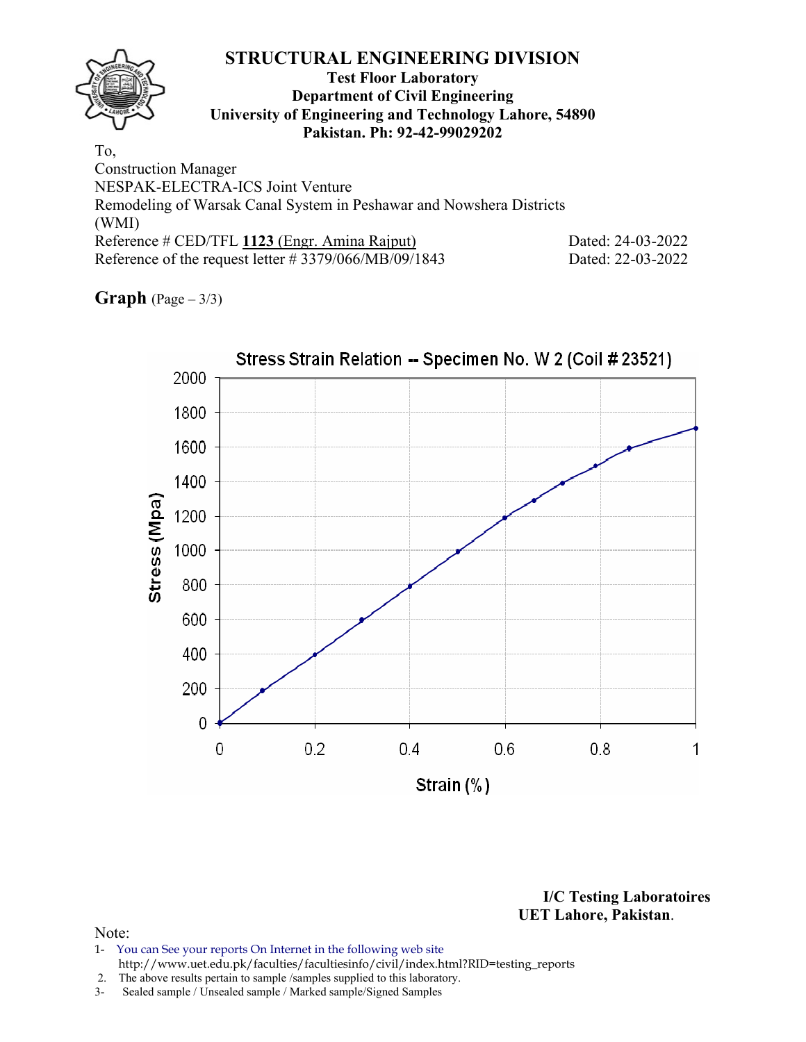# STRUCTURAL ENGINEERING DIVISION

**Test Floor Laboratory**
**Department of Civil Engineering**
**University of Engineering and Technology Lahore, 54890**
**Pakistan. Ph: 92-42-99029202**

To,
Construction Manager
NESPAK-ELECTRA-ICS Joint Venture
Remodeling of Warsak Canal System in Peshawar and Nowshera Districts
(WMI)
Reference # CED/TFL **1123** (Engr. Amina Rajput) Dated: 24-03-2022
Reference of the request letter # 3379/066/MB/09/1843 Dated: 22-03-2022

**Graph** (Page – 3/3)

Stress Strain Relation -- Specimen No. W 2 (Coil # 23521)

Stress (Mpa)

Strain (%)

**I/C Testing Laboratoires**
**UET Lahore, Pakistan**.

Note:
1- You can See your reports On Internet in the following web site
http://www.uet.edu.pk/faculties/facultiesinfo/civil/index.html?RID=testing_reports
2. The above results pertain to sample /samples supplied to this laboratory.
3- Sealed sample / Unsealed sample / Marked sample/Signed Samples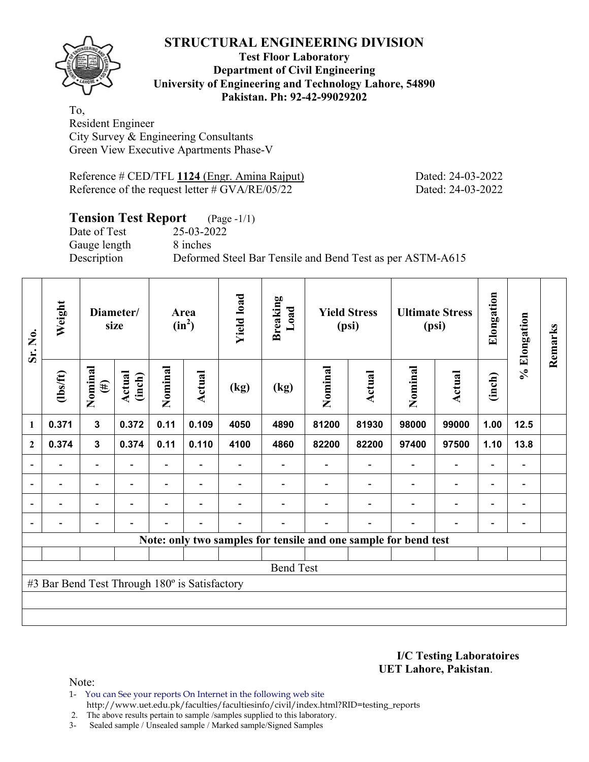# STRUCTURAL ENGINEERING DIVISION

**Test Floor Laboratory**
**Department of Civil Engineering**
**University of Engineering and Technology Lahore, 54890**
**Pakistan. Ph: 92-42-99029202**

To,
Resident Engineer
City Survey & Engineering Consultants
Green View Executive Apartments Phase-V

Reference # CED/TFL **1124** (Engr. Amina Rajput) Dated: 24-03-2022
Reference of the request letter # GVA/RE/05/22 Dated: 24-03-2022

## Tension Test Report (Page -1/1)

Date of Test 25-03-2022
Gauge length 8 inches
Description Deformed Steel Bar Tensile and Bend Test as per ASTM-A615

| Sr. No. | Weight | Diameter/ size | | Area ($in^2$) | | Yield load | Breaking Load | Yield Stress (psi) | | Ultimate Stress (psi) | | Elongation | % Elongation | Remarks |
|---|---|---|---|---|---|---|---|---|---|---|---|---|---|---|
| | (lbs/ft) | Nominal (#) | Actual (inch) | Nominal | Actual | (kg) | (kg) | Nominal | Actual | Nominal | Actual | (inch) | | |
| 1 | 0.371 | 3 | 0.372 | 0.11 | 0.109 | 4050 | 4890 | 81200 | 81930 | 98000 | 99000 | 1.00 | 12.5 | |
| 2 | 0.374 | 3 | 0.374 | 0.11 | 0.110 | 4100 | 4860 | 82200 | 82200 | 97400 | 97500 | 1.10 | 13.8 | |
| - | - | - | - | - | - | - | - | - | - | - | - | - | - | |
| - | - | - | - | - | - | - | - | - | - | - | - | - | - | |
| - | - | - | - | - | - | - | - | - | - | - | - | - | - | |
| - | - | - | - | - | - | - | - | - | - | - | - | - | - | |

**Note: only two samples for tensile and one sample for bend test**

Bend Test

#3 Bar Bend Test Through 180º is Satisfactory

**I/C Testing Laboratoires**
**UET Lahore, Pakistan**.

Note:
1- You can See your reports On Internet in the following web site
http://www.uet.edu.pk/faculties/facultiesinfo/civil/index.html?RID=testing_reports
2. The above results pertain to sample /samples supplied to this laboratory.
3- Sealed sample / Unsealed sample / Marked sample/Signed Samples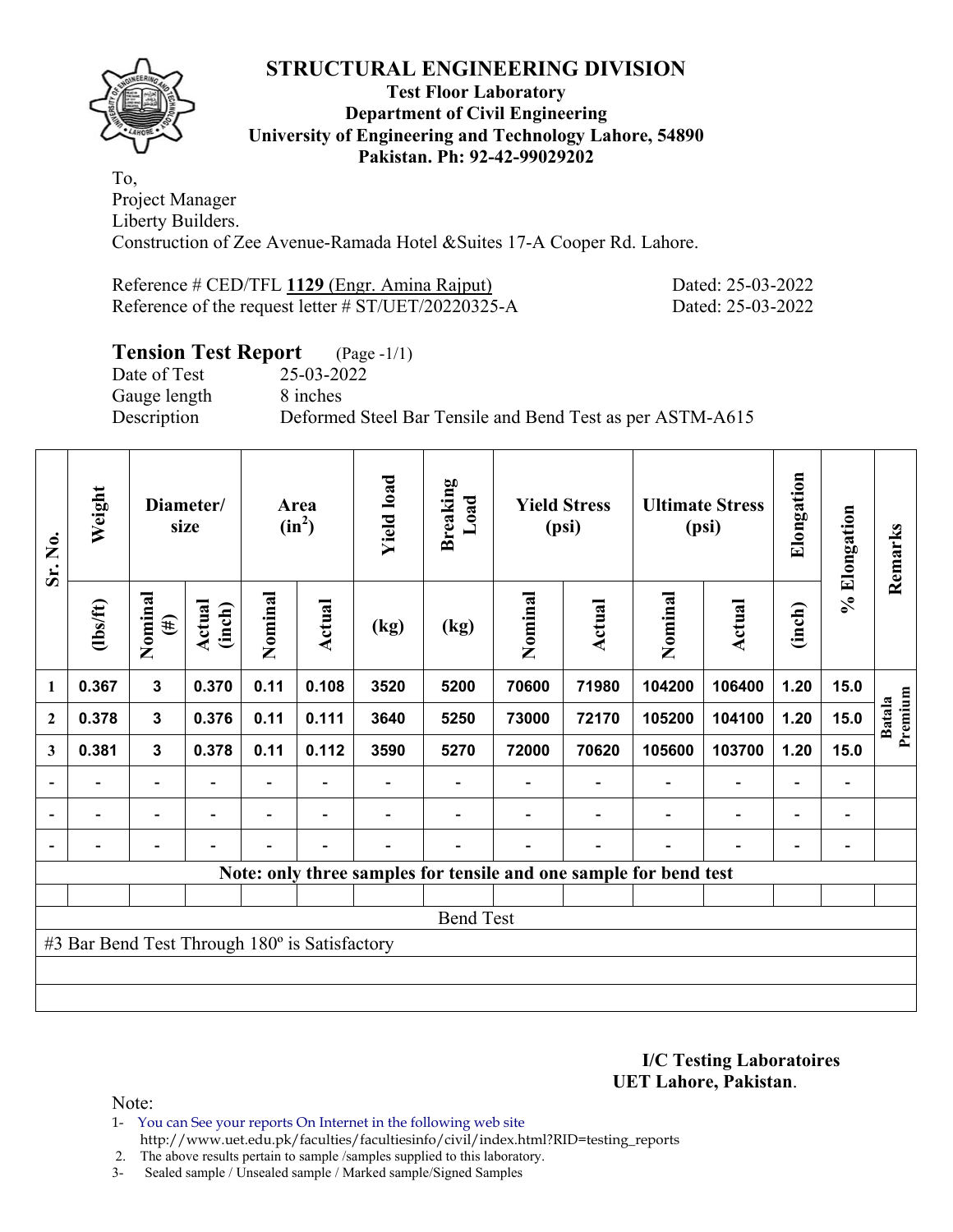## STRUCTURAL ENGINEERING DIVISION

**Test Floor Laboratory**
**Department of Civil Engineering**
**University of Engineering and Technology Lahore, 54890**
**Pakistan. Ph: 92-42-99029202**

To,
Project Manager
Liberty Builders.
Construction of Zee Avenue-Ramada Hotel &Suites 17-A Cooper Rd. Lahore.

Reference # CED/TFL **1129** (Engr. Amina Rajput) Dated: 25-03-2022
Reference of the request letter # ST/UET/20220325-A Dated: 25-03-2022

### Tension Test Report (Page -1/1)

Date of Test 25-03-2022
Gauge length 8 inches
Description Deformed Steel Bar Tensile and Bend Test as per ASTM-A615

| Sr. No. | Weight | Diameter/ size | | Area ($in^2$) | | Yield load | Breaking Load | Yield Stress (psi) | | Ultimate Stress (psi) | | Elongation | % Elongation | Remarks |
|---|---|---|---|---|---|---|---|---|---|---|---|---|---|---|
| | (lbs/ft) | Nominal (#) | Actual (inch) | Nominal | Actual | (kg) | (kg) | Nominal | Actual | Nominal | Actual | (inch) | | |
| 1 | 0.367 | 3 | 0.370 | 0.11 | 0.108 | 3520 | 5200 | 70600 | 71980 | 104200 | 106400 | 1.20 | 15.0 | Batala Premium |
| 2 | 0.378 | 3 | 0.376 | 0.11 | 0.111 | 3640 | 5250 | 73000 | 72170 | 105200 | 104100 | 1.20 | 15.0 | |
| 3 | 0.381 | 3 | 0.378 | 0.11 | 0.112 | 3590 | 5270 | 72000 | 70620 | 105600 | 103700 | 1.20 | 15.0 | |
| - | - | - | - | - | - | - | - | - | - | - | - | - | - | |
| - | - | - | - | - | - | - | - | - | - | - | - | - | - | |
| - | - | - | - | - | - | - | - | - | - | - | - | - | - | |
| Note: only three samples for tensile and one sample for bend test | | | | | | | | | | | | | | |
| Bend Test | | | | | | | | | | | | | | |
| #3 Bar Bend Test Through 180º is Satisfactory | | | | | | | | | | | | | | |

**I/C Testing Laboratoires**
**UET Lahore, Pakistan**.

Note:
1- You can See your reports On Internet in the following web site
http://www.uet.edu.pk/faculties/facultiesinfo/civil/index.html?RID=testing_reports
2. The above results pertain to sample /samples supplied to this laboratory.
3- Sealed sample / Unsealed sample / Marked sample/Signed Samples